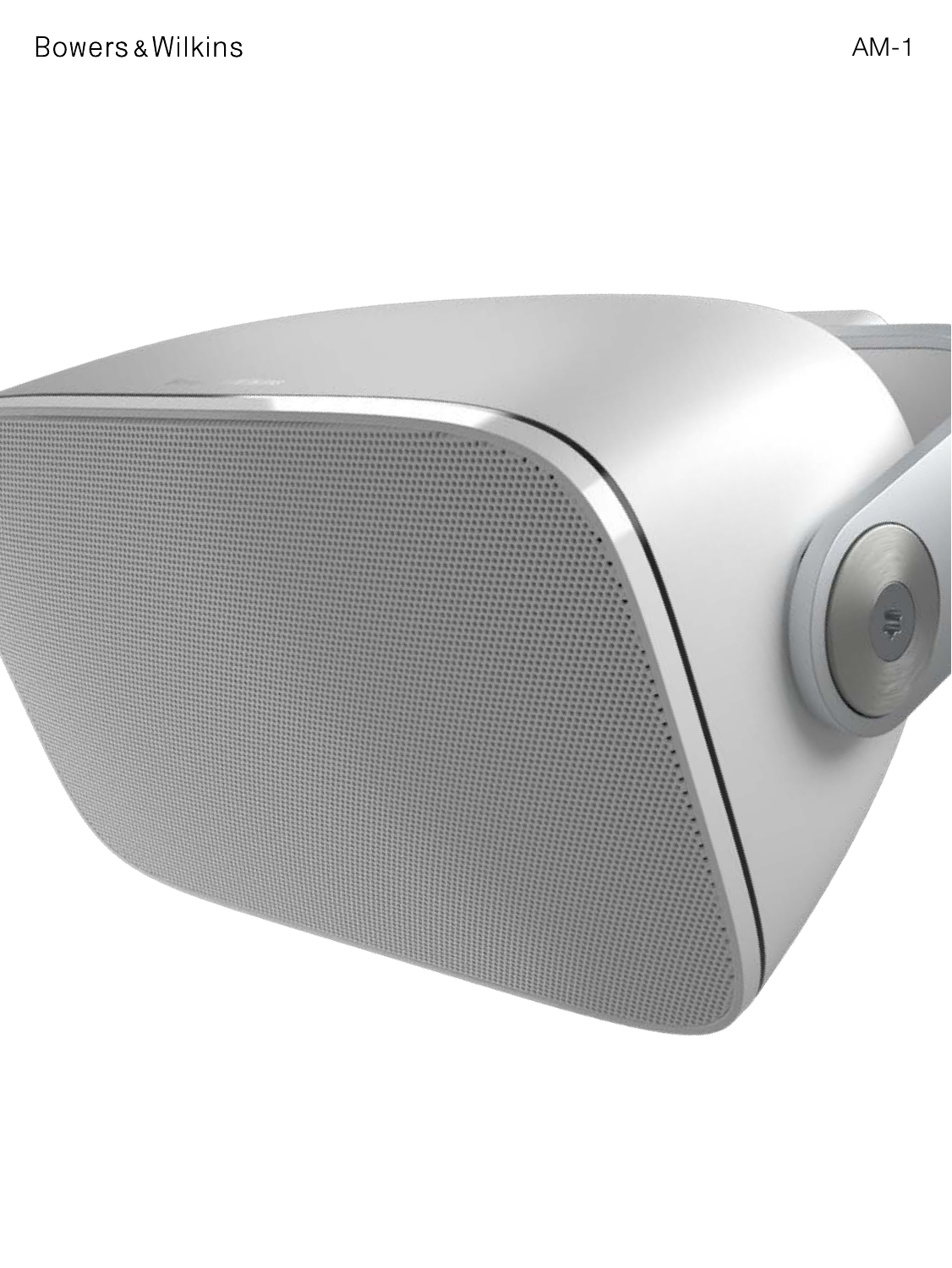Bowers & Wilkins

AM-1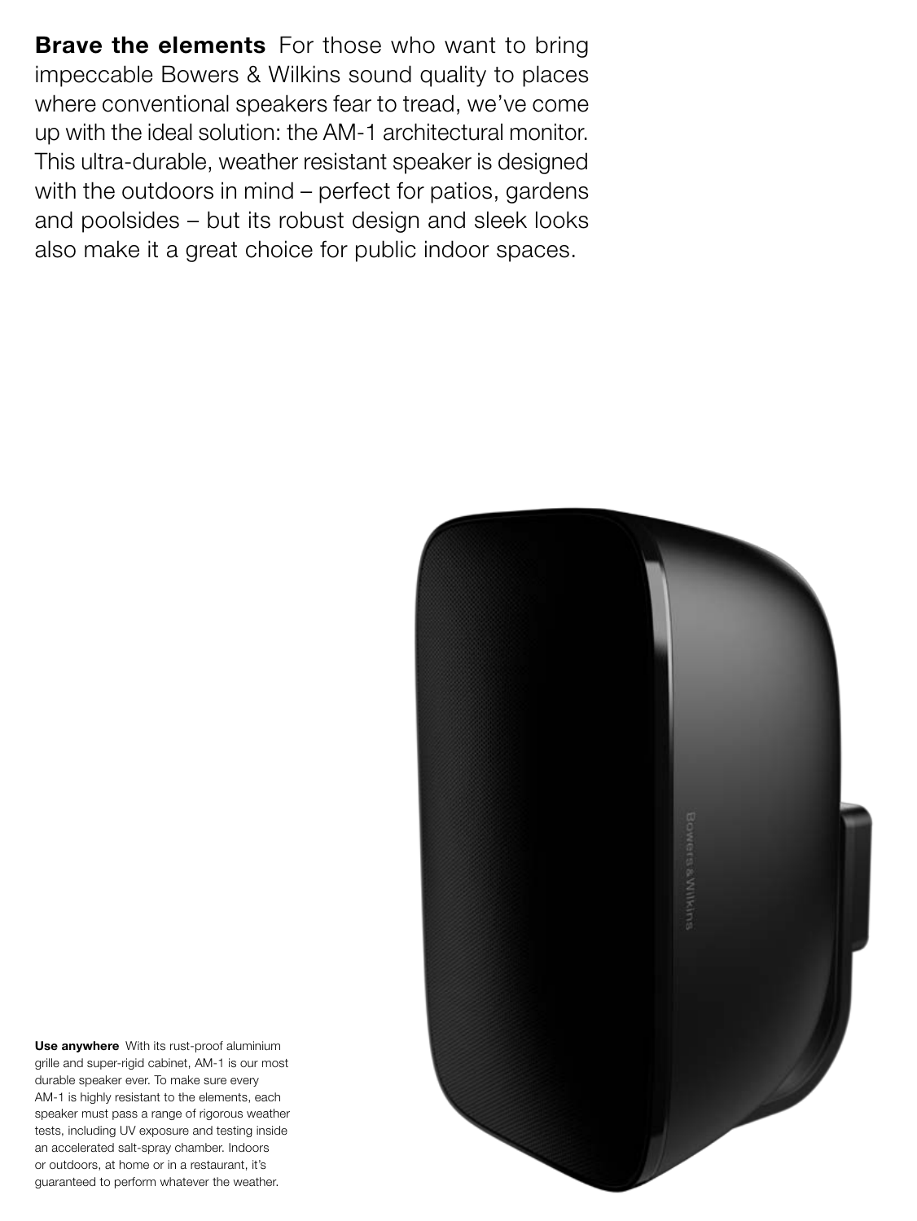**Brave the elements** For those who want to bring impeccable Bowers & Wilkins sound quality to places where conventional speakers fear to tread, we've come up with the ideal solution: the AM-1 architectural monitor. This ultra-durable, weather resistant speaker is designed with the outdoors in mind – perfect for patios, gardens and poolsides – but its robust design and sleek looks also make it a great choice for public indoor spaces.

**Use anywhere** With its rust-proof aluminium grille and super-rigid cabinet, AM-1 is our most durable speaker ever. To make sure every AM-1 is highly resistant to the elements, each speaker must pass a range of rigorous weather tests, including UV exposure and testing inside an accelerated salt-spray chamber. Indoors or outdoors, at home or in a restaurant, it's guaranteed to perform whatever the weather.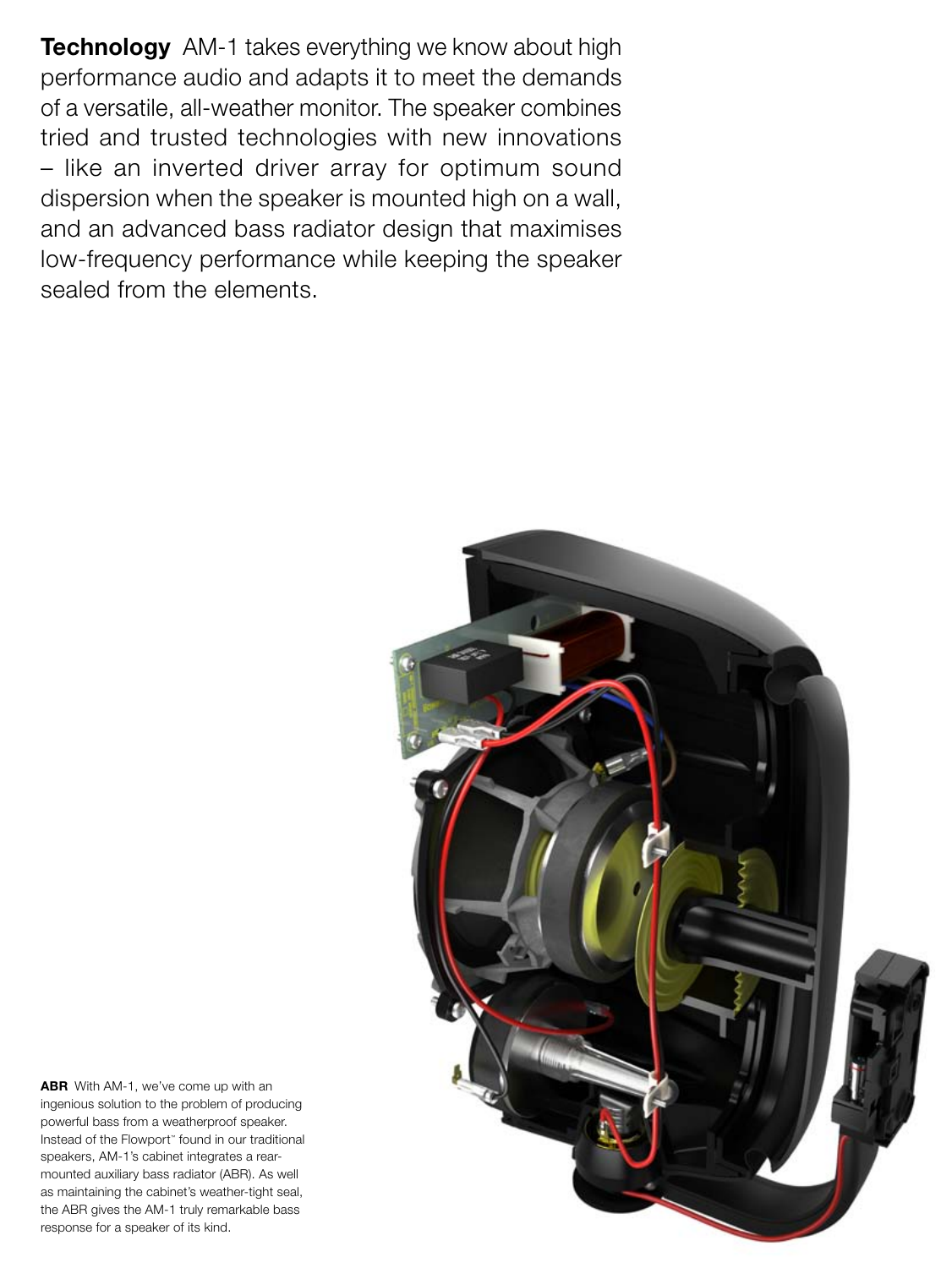**Technology** AM-1 takes everything we know about high performance audio and adapts it to meet the demands of a versatile, all-weather monitor. The speaker combines tried and trusted technologies with new innovations – like an inverted driver array for optimum sound dispersion when the speaker is mounted high on a wall, and an advanced bass radiator design that maximises low-frequency performance while keeping the speaker sealed from the elements.

**ABR** With AM-1, we've come up with an ingenious solution to the problem of producing powerful bass from a weatherproof speaker. Instead of the Flowport™ found in our traditional speakers, AM-1's cabinet integrates a rear-mounted auxiliary bass radiator (ABR). As well as maintaining the cabinet's weather-tight seal, the ABR gives the AM-1 truly remarkable bass response for a speaker of its kind.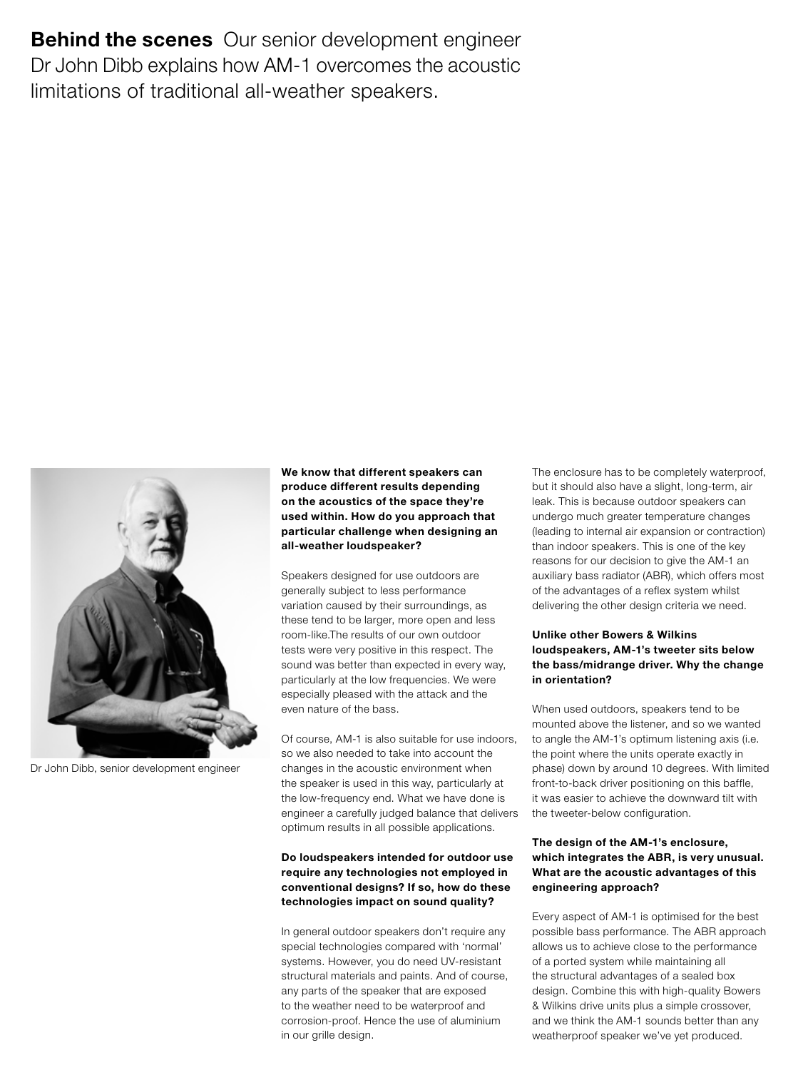**Behind the scenes** Our senior development engineer Dr John Dibb explains how AM-1 overcomes the acoustic limitations of traditional all-weather speakers.

Dr John Dibb, senior development engineer

**We know that different speakers can produce different results depending on the acoustics of the space they're used within. How do you approach that particular challenge when designing an all-weather loudspeaker?**

Speakers designed for use outdoors are generally subject to less performance variation caused by their surroundings, as these tend to be larger, more open and less room-like.The results of our own outdoor tests were very positive in this respect. The sound was better than expected in every way, particularly at the low frequencies. We were especially pleased with the attack and the even nature of the bass.

Of course, AM-1 is also suitable for use indoors, so we also needed to take into account the changes in the acoustic environment when the speaker is used in this way, particularly at the low-frequency end. What we have done is engineer a carefully judged balance that delivers optimum results in all possible applications.

**Do loudspeakers intended for outdoor use require any technologies not employed in conventional designs? If so, how do these technologies impact on sound quality?**

In general outdoor speakers don't require any special technologies compared with 'normal' systems. However, you do need UV-resistant structural materials and paints. And of course, any parts of the speaker that are exposed to the weather need to be waterproof and corrosion-proof. Hence the use of aluminium in our grille design.

The enclosure has to be completely waterproof, but it should also have a slight, long-term, air leak. This is because outdoor speakers can undergo much greater temperature changes (leading to internal air expansion or contraction) than indoor speakers. This is one of the key reasons for our decision to give the AM-1 an auxiliary bass radiator (ABR), which offers most of the advantages of a reflex system whilst delivering the other design criteria we need.

**Unlike other Bowers & Wilkins loudspeakers, AM-1's tweeter sits below the bass/midrange driver. Why the change in orientation?**

When used outdoors, speakers tend to be mounted above the listener, and so we wanted to angle the AM-1's optimum listening axis (i.e. the point where the units operate exactly in phase) down by around 10 degrees. With limited front-to-back driver positioning on this baffle, it was easier to achieve the downward tilt with the tweeter-below configuration.

**The design of the AM-1's enclosure, which integrates the ABR, is very unusual. What are the acoustic advantages of this engineering approach?**

Every aspect of AM-1 is optimised for the best possible bass performance. The ABR approach allows us to achieve close to the performance of a ported system while maintaining all the structural advantages of a sealed box design. Combine this with high-quality Bowers & Wilkins drive units plus a simple crossover, and we think the AM-1 sounds better than any weatherproof speaker we've yet produced.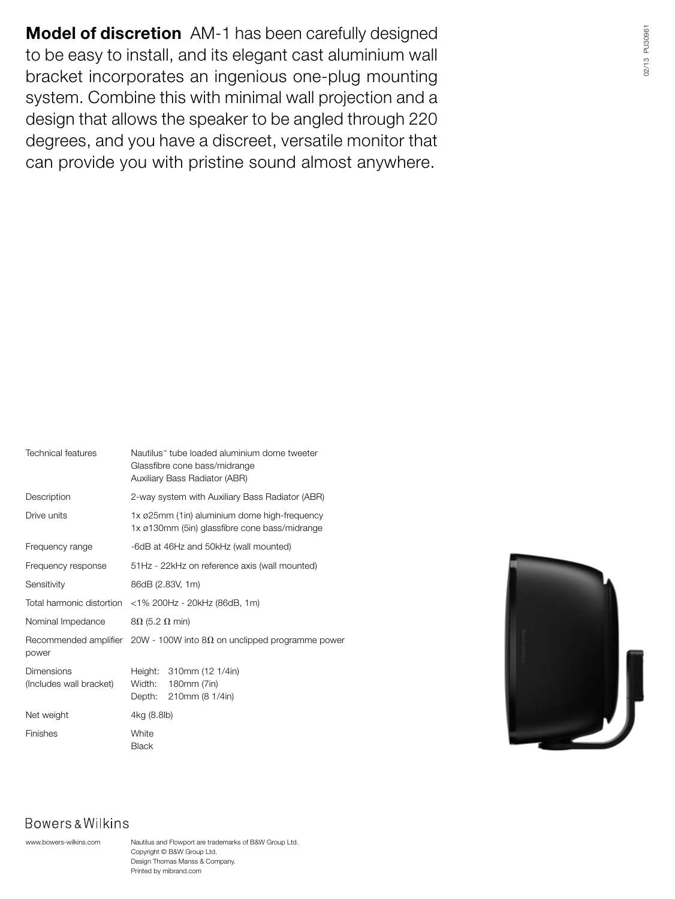**Model of discretion** AM-1 has been carefully designed to be easy to install, and its elegant cast aluminium wall bracket incorporates an ingenious one-plug mounting system. Combine this with minimal wall projection and a design that allows the speaker to be angled through 220 degrees, and you have a discreet, versatile monitor that can provide you with pristine sound almost anywhere.

02/13 PU30961

| | |
|---|---|
| Technical features | Nautilus™ tube loaded aluminium dome tweeter<br>Glassfibre cone bass/midrange<br>Auxiliary Bass Radiator (ABR) |
| Description | 2-way system with Auxiliary Bass Radiator (ABR) |
| Drive units | 1x ø25mm (1in) aluminium dome high-frequency<br>1x ø130mm (5in) glassfibre cone bass/midrange |
| Frequency range | -6dB at 46Hz and 50kHz (wall mounted) |
| Frequency response | 51Hz - 22kHz on reference axis (wall mounted) |
| Sensitivity | 86dB (2.83V, 1m) |
| Total harmonic distortion | <1% 200Hz - 20kHz (86dB, 1m) |
| Nominal Impedance | 8Ω (5.2 Ω min) |
| Recommended amplifier power | 20W - 100W into 8Ω on unclipped programme power |
| Dimensions (Includes wall bracket) | Height: 310mm (12 1/4in)<br>Width: 180mm (7in)<br>Depth: 210mm (8 1/4in) |
| Net weight | 4kg (8.8lb) |
| Finishes | White<br>Black |

Bowers & Wilkins

www.bowers-wilkins.com

Nautilus and Flowport are trademarks of B&W Group Ltd.
Copyright © B&W Group Ltd.
Design Thomas Manss & Company.
Printed by mibrand.com